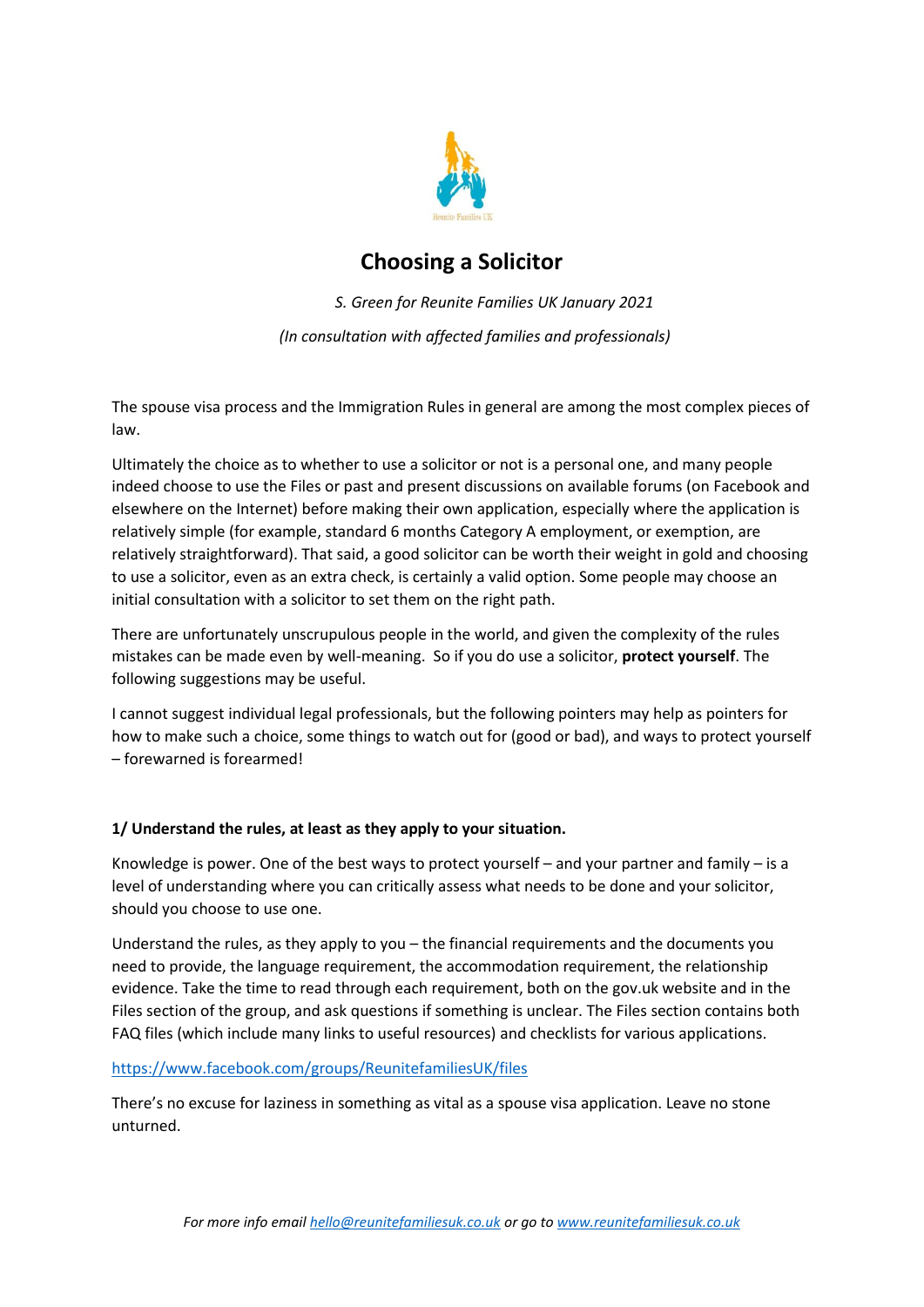# Choosing a Solicitor

*S. Green for Reunite Families UK January 2021*

*(In consultation with affected families and professionals)*

The spouse visa process and the Immigration Rules in general are among the most complex pieces of law.

Ultimately the choice as to whether to use a solicitor or not is a personal one, and many people indeed choose to use the Files or past and present discussions on available forums (on Facebook and elsewhere on the Internet) before making their own application, especially where the application is relatively simple (for example, standard 6 months Category A employment, or exemption, are relatively straightforward). That said, a good solicitor can be worth their weight in gold and choosing to use a solicitor, even as an extra check, is certainly a valid option. Some people may choose an initial consultation with a solicitor to set them on the right path.

There are unfortunately unscrupulous people in the world, and given the complexity of the rules mistakes can be made even by well-meaning. So if you do use a solicitor, **protect yourself**. The following suggestions may be useful.

I cannot suggest individual legal professionals, but the following pointers may help as pointers for how to make such a choice, some things to watch out for (good or bad), and ways to protect yourself – forewarned is forearmed!

**1/ Understand the rules, at least as they apply to your situation.**

Knowledge is power. One of the best ways to protect yourself – and your partner and family – is a level of understanding where you can critically assess what needs to be done and your solicitor, should you choose to use one.

Understand the rules, as they apply to you – the financial requirements and the documents you need to provide, the language requirement, the accommodation requirement, the relationship evidence. Take the time to read through each requirement, both on the gov.uk website and in the Files section of the group, and ask questions if something is unclear. The Files section contains both FAQ files (which include many links to useful resources) and checklists for various applications.

[https://www.facebook.com/groups/ReunitefamiliesUK/files](https://www.facebook.com/groups/ReunitefamiliesUK/files)

There's no excuse for laziness in something as vital as a spouse visa application. Leave no stone unturned.

*For more info email [hello@reunitefamiliesuk.co.uk](mailto:hello@reunitefamiliesuk.co.uk) or go to [www.reunitefamiliesuk.co.uk](http://www.reunitefamiliesuk.co.uk)*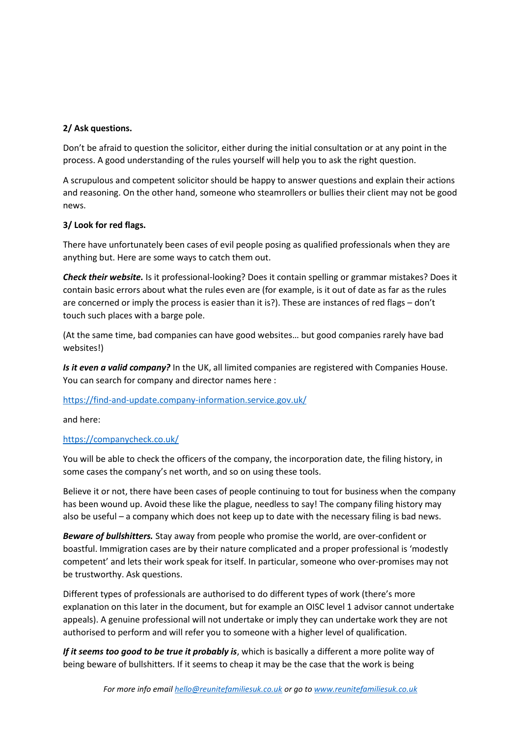**2/ Ask questions.**

Don’t be afraid to question the solicitor, either during the initial consultation or at any point in the process. A good understanding of the rules yourself will help you to ask the right question.

A scrupulous and competent solicitor should be happy to answer questions and explain their actions and reasoning. On the other hand, someone who steamrollers or bullies their client may not be good news.

**3/ Look for red flags.**

There have unfortunately been cases of evil people posing as qualified professionals when they are anything but. Here are some ways to catch them out.

***Check their website.*** Is it professional-looking? Does it contain spelling or grammar mistakes? Does it contain basic errors about what the rules even are (for example, is it out of date as far as the rules are concerned or imply the process is easier than it is?). These are instances of red flags – don’t touch such places with a barge pole.

(At the same time, bad companies can have good websites… but good companies rarely have bad websites!)

***Is it even a valid company?*** In the UK, all limited companies are registered with Companies House. You can search for company and director names here :

[https://find-and-update.company-information.service.gov.uk/](https://find-and-update.company-information.service.gov.uk/)

and here:

[https://companycheck.co.uk/](https://companycheck.co.uk/)

You will be able to check the officers of the company, the incorporation date, the filing history, in some cases the company’s net worth, and so on using these tools.

Believe it or not, there have been cases of people continuing to tout for business when the company has been wound up. Avoid these like the plague, needless to say! The company filing history may also be useful – a company which does not keep up to date with the necessary filing is bad news.

***Beware of bullshitters.*** Stay away from people who promise the world, are over-confident or boastful. Immigration cases are by their nature complicated and a proper professional is ‘modestly competent’ and lets their work speak for itself. In particular, someone who over-promises may not be trustworthy. Ask questions.

Different types of professionals are authorised to do different types of work (there’s more explanation on this later in the document, but for example an OISC level 1 advisor cannot undertake appeals). A genuine professional will not undertake or imply they can undertake work they are not authorised to perform and will refer you to someone with a higher level of qualification.

***If it seems too good to be true it probably is***, which is basically a different a more polite way of being beware of bullshitters. If it seems to cheap it may be the case that the work is being

*For more info email [hello@reunitefamiliesuk.co.uk](mailto:hello@reunitefamiliesuk.co.uk) or go to [www.reunitefamiliesuk.co.uk](http://www.reunitefamiliesuk.co.uk)*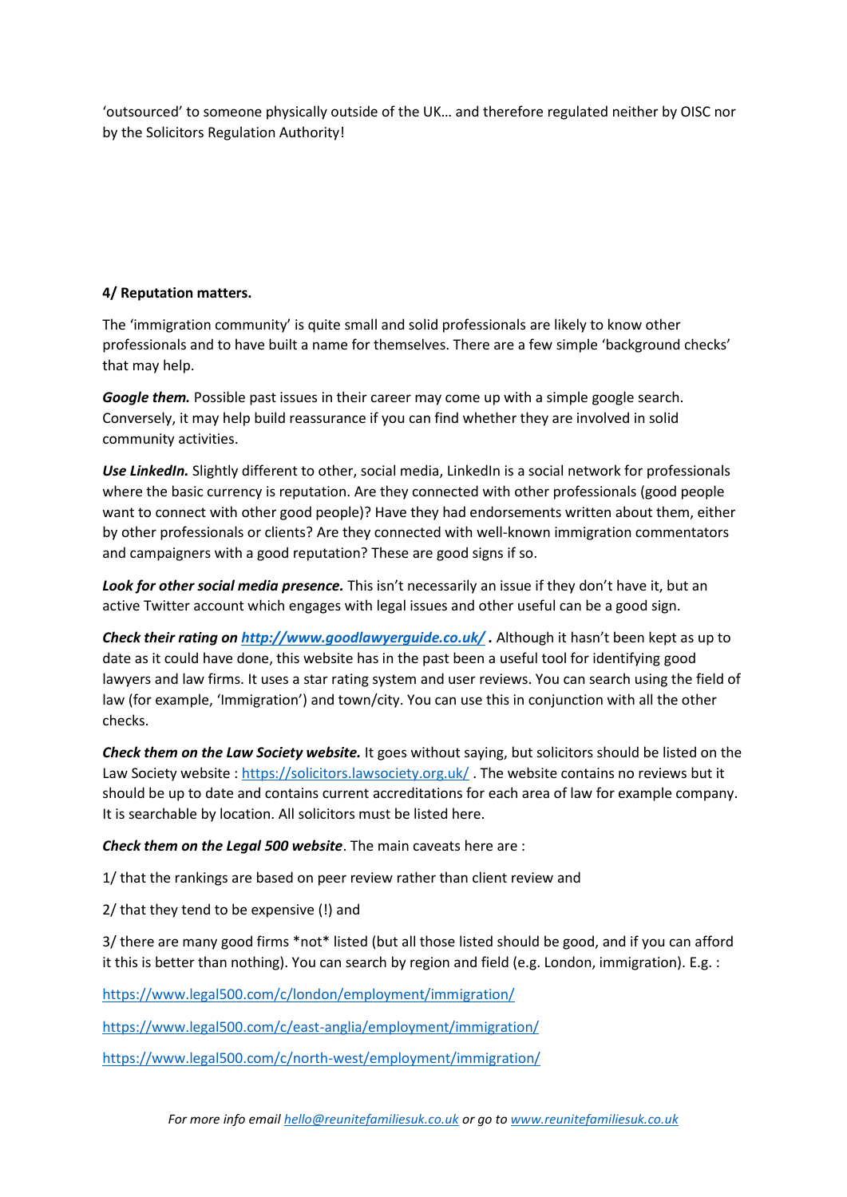'outsourced' to someone physically outside of the UK… and therefore regulated neither by OISC nor by the Solicitors Regulation Authority!

**4/ Reputation matters.**

The 'immigration community' is quite small and solid professionals are likely to know other professionals and to have built a name for themselves. There are a few simple 'background checks' that may help.

***Google them.*** Possible past issues in their career may come up with a simple google search. Conversely, it may help build reassurance if you can find whether they are involved in solid community activities.

***Use LinkedIn.*** Slightly different to other, social media, LinkedIn is a social network for professionals where the basic currency is reputation. Are they connected with other professionals (good people want to connect with other good people)? Have they had endorsements written about them, either by other professionals or clients? Are they connected with well-known immigration commentators and campaigners with a good reputation? These are good signs if so.

***Look for other social media presence.*** This isn't necessarily an issue if they don't have it, but an active Twitter account which engages with legal issues and other useful can be a good sign.

***Check their rating on [http://www.goodlawyerguide.co.uk/](http://www.goodlawyerguide.co.uk/) .*** Although it hasn't been kept as up to date as it could have done, this website has in the past been a useful tool for identifying good lawyers and law firms. It uses a star rating system and user reviews. You can search using the field of law (for example, 'Immigration') and town/city. You can use this in conjunction with all the other checks.

***Check them on the Law Society website.*** It goes without saying, but solicitors should be listed on the Law Society website : [https://solicitors.lawsociety.org.uk/](https://solicitors.lawsociety.org.uk/) . The website contains no reviews but it should be up to date and contains current accreditations for each area of law for example company. It is searchable by location. All solicitors must be listed here.

***Check them on the Legal 500 website***. The main caveats here are :

1/ that the rankings are based on peer review rather than client review and

2/ that they tend to be expensive (!) and

3/ there are many good firms *not* listed (but all those listed should be good, and if you can afford it this is better than nothing). You can search by region and field (e.g. London, immigration). E.g. :

[https://www.legal500.com/c/london/employment/immigration/](https://www.legal500.com/c/london/employment/immigration/)

[https://www.legal500.com/c/east-anglia/employment/immigration/](https://www.legal500.com/c/east-anglia/employment/immigration/)

[https://www.legal500.com/c/north-west/employment/immigration/](https://www.legal500.com/c/north-west/employment/immigration/)

*For more info email [hello@reunitefamiliesuk.co.uk](mailto:hello@reunitefamiliesuk.co.uk) or go to [www.reunitefamiliesuk.co.uk](http://www.reunitefamiliesuk.co.uk)*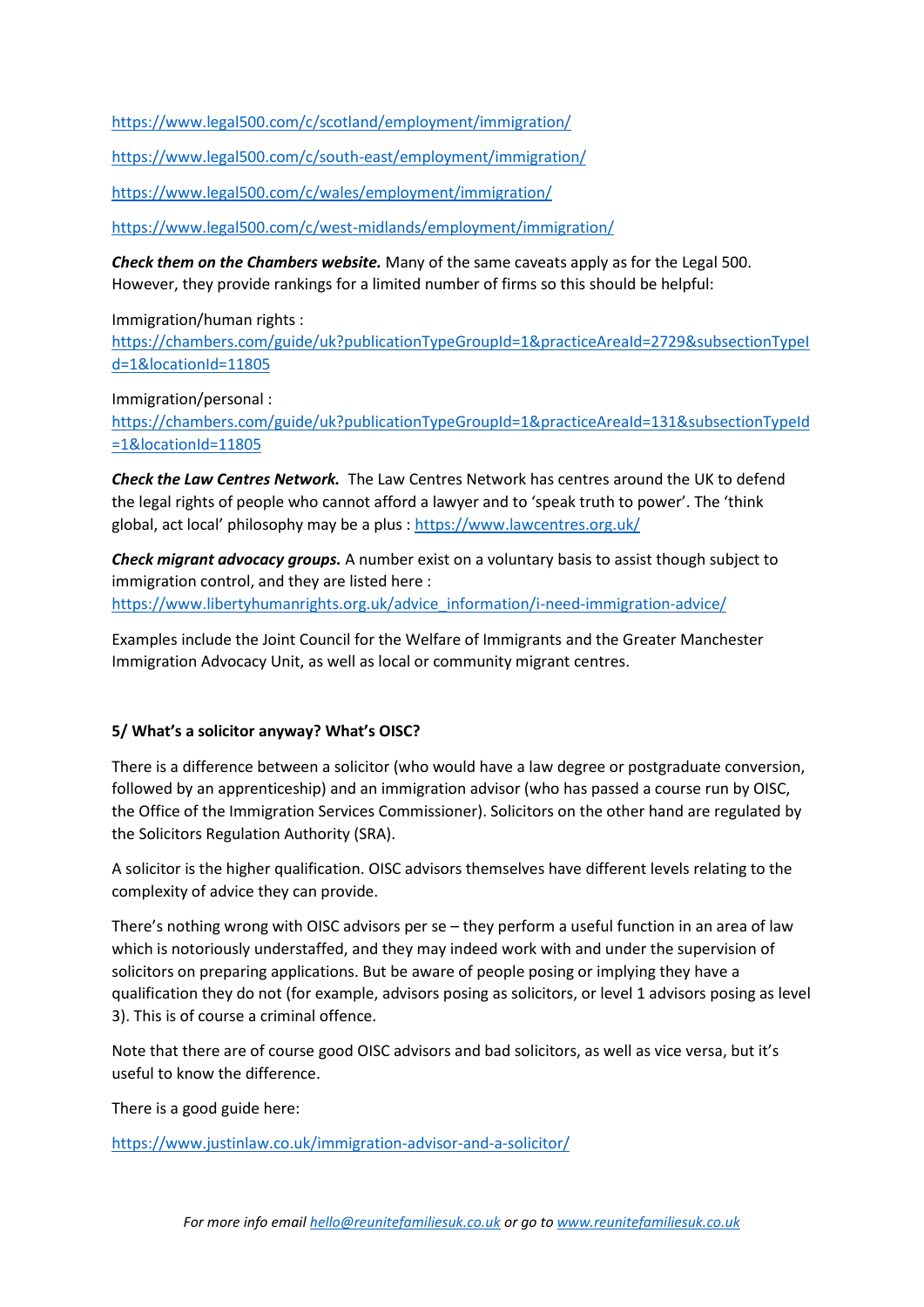https://www.legal500.com/c/scotland/employment/immigration/

https://www.legal500.com/c/south-east/employment/immigration/

https://www.legal500.com/c/wales/employment/immigration/

https://www.legal500.com/c/west-midlands/employment/immigration/

***Check them on the Chambers website.*** Many of the same caveats apply as for the Legal 500. However, they provide rankings for a limited number of firms so this should be helpful:

Immigration/human rights : https://chambers.com/guide/uk?publicationTypeGroupId=1&practiceAreaId=2729&subsectionTypeId=1&locationId=11805

Immigration/personal : https://chambers.com/guide/uk?publicationTypeGroupId=1&practiceAreaId=131&subsectionTypeId=1&locationId=11805

***Check the Law Centres Network.*** The Law Centres Network has centres around the UK to defend the legal rights of people who cannot afford a lawyer and to 'speak truth to power'. The 'think global, act local' philosophy may be a plus : https://www.lawcentres.org.uk/

***Check migrant advocacy groups.*** A number exist on a voluntary basis to assist though subject to immigration control, and they are listed here : https://www.libertyhumanrights.org.uk/advice_information/i-need-immigration-advice/

Examples include the Joint Council for the Welfare of Immigrants and the Greater Manchester Immigration Advocacy Unit, as well as local or community migrant centres.

**5/ What's a solicitor anyway? What's OISC?**

There is a difference between a solicitor (who would have a law degree or postgraduate conversion, followed by an apprenticeship) and an immigration advisor (who has passed a course run by OISC, the Office of the Immigration Services Commissioner). Solicitors on the other hand are regulated by the Solicitors Regulation Authority (SRA).

A solicitor is the higher qualification. OISC advisors themselves have different levels relating to the complexity of advice they can provide.

There's nothing wrong with OISC advisors per se – they perform a useful function in an area of law which is notoriously understaffed, and they may indeed work with and under the supervision of solicitors on preparing applications. But be aware of people posing or implying they have a qualification they do not (for example, advisors posing as solicitors, or level 1 advisors posing as level 3). This is of course a criminal offence.

Note that there are of course good OISC advisors and bad solicitors, as well as vice versa, but it's useful to know the difference.

There is a good guide here:

https://www.justinlaw.co.uk/immigration-advisor-and-a-solicitor/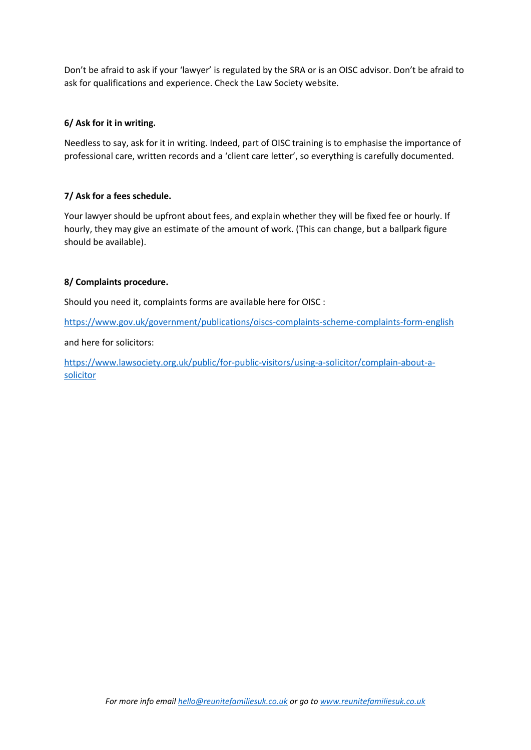Don't be afraid to ask if your 'lawyer' is regulated by the SRA or is an OISC advisor. Don't be afraid to ask for qualifications and experience. Check the Law Society website.

**6/ Ask for it in writing.**

Needless to say, ask for it in writing. Indeed, part of OISC training is to emphasise the importance of professional care, written records and a 'client care letter', so everything is carefully documented.

**7/ Ask for a fees schedule.**

Your lawyer should be upfront about fees, and explain whether they will be fixed fee or hourly. If hourly, they may give an estimate of the amount of work. (This can change, but a ballpark figure should be available).

**8/ Complaints procedure.**

Should you need it, complaints forms are available here for OISC :

https://www.gov.uk/government/publications/oiscs-complaints-scheme-complaints-form-english

and here for solicitors:

https://www.lawsociety.org.uk/public/for-public-visitors/using-a-solicitor/complain-about-a-solicitor

*For more info email hello@reunitefamiliesuk.co.uk or go to www.reunitefamiliesuk.co.uk*